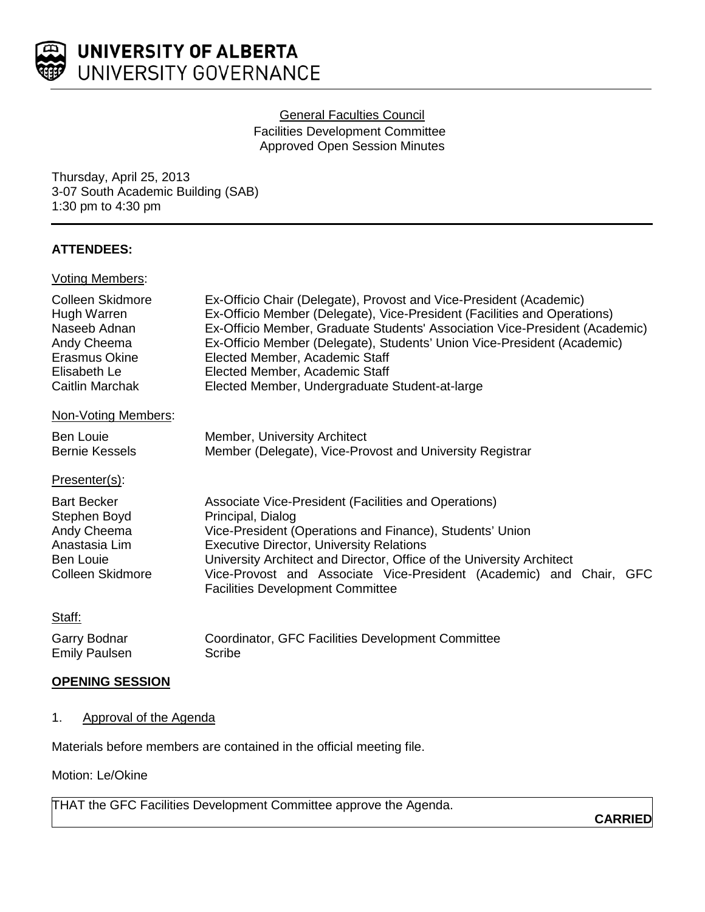# UNIVERSITY OF ALBERTA
## UNIVERSITY GOVERNANCE

General Faculties Council
Facilities Development Committee
Approved Open Session Minutes

Thursday, April 25, 2013
3-07 South Academic Building (SAB)
1:30 pm to 4:30 pm

**ATTENDEES:**

Voting Members:

| | |
|---|---|
| Colleen Skidmore | Ex-Officio Chair (Delegate), Provost and Vice-President (Academic) |
| Hugh Warren | Ex-Officio Member (Delegate), Vice-President (Facilities and Operations) |
| Naseeb Adnan | Ex-Officio Member, Graduate Students' Association Vice-President (Academic) |
| Andy Cheema | Ex-Officio Member (Delegate), Students' Union Vice-President (Academic) |
| Erasmus Okine | Elected Member, Academic Staff |
| Elisabeth Le | Elected Member, Academic Staff |
| Caitlin Marchak | Elected Member, Undergraduate Student-at-large |

Non-Voting Members:

| | |
|---|---|
| Ben Louie | Member, University Architect |
| Bernie Kessels | Member (Delegate), Vice-Provost and University Registrar |

Presenter(s):

| | |
|---|---|
| Bart Becker | Associate Vice-President (Facilities and Operations) |
| Stephen Boyd | Principal, Dialog |
| Andy Cheema | Vice-President (Operations and Finance), Students' Union |
| Anastasia Lim | Executive Director, University Relations |
| Ben Louie | University Architect and Director, Office of the University Architect |
| Colleen Skidmore | Vice-Provost and Associate Vice-President (Academic) and Chair, GFC Facilities Development Committee |

Staff:

| | |
|---|---|
| Garry Bodnar | Coordinator, GFC Facilities Development Committee |
| Emily Paulsen | Scribe |

**OPENING SESSION**

1. Approval of the Agenda

Materials before members are contained in the official meeting file.

Motion: Le/Okine

THAT the GFC Facilities Development Committee approve the Agenda.

**CARRIED**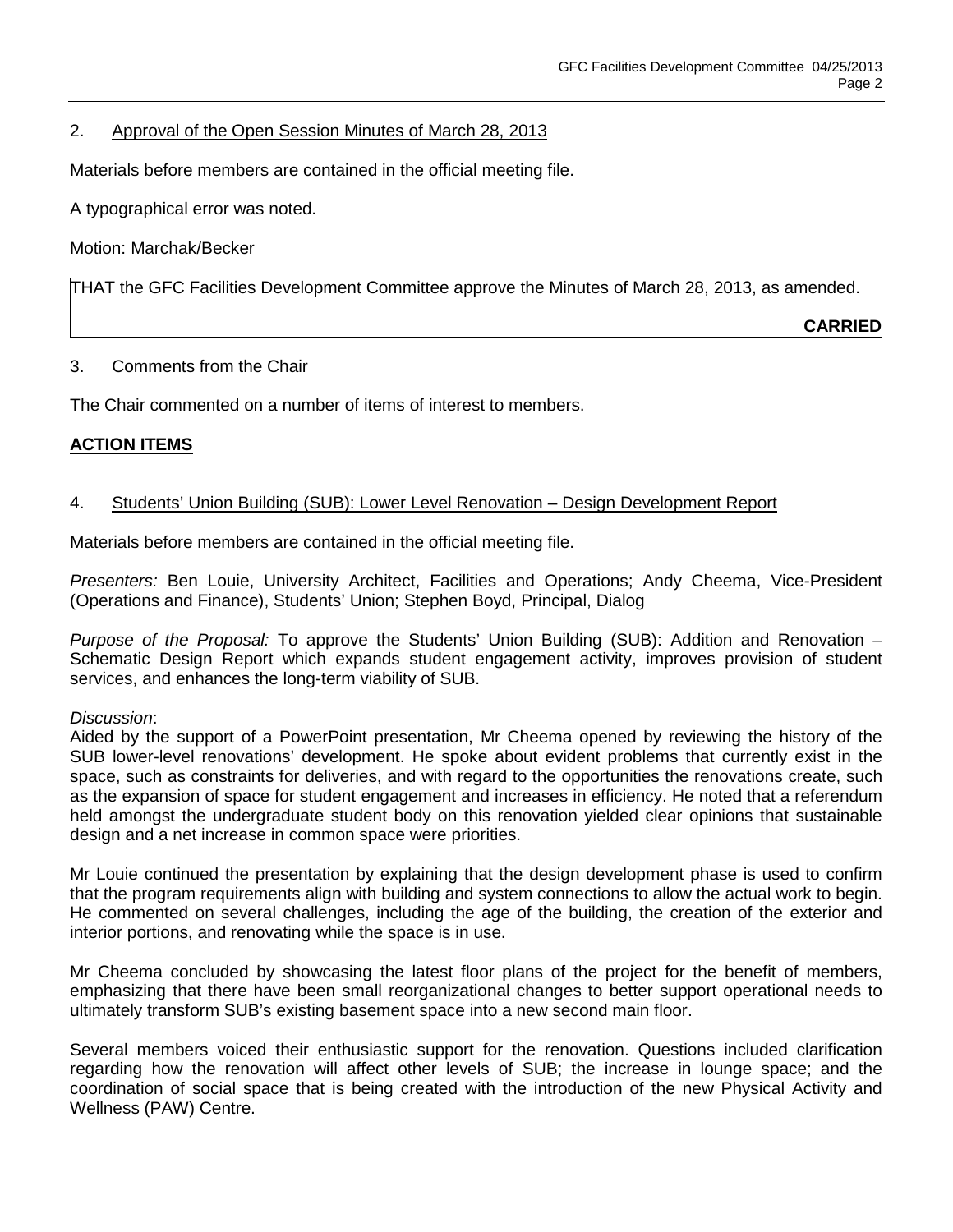2. Approval of the Open Session Minutes of March 28, 2013

Materials before members are contained in the official meeting file.

A typographical error was noted.

Motion: Marchak/Becker

THAT the GFC Facilities Development Committee approve the Minutes of March 28, 2013, as amended.

**CARRIED**

3. Comments from the Chair

The Chair commented on a number of items of interest to members.

## ACTION ITEMS

4. Students' Union Building (SUB): Lower Level Renovation – Design Development Report

Materials before members are contained in the official meeting file.

*Presenters:* Ben Louie, University Architect, Facilities and Operations; Andy Cheema, Vice-President (Operations and Finance), Students' Union; Stephen Boyd, Principal, Dialog

*Purpose of the Proposal:* To approve the Students' Union Building (SUB): Addition and Renovation – Schematic Design Report which expands student engagement activity, improves provision of student services, and enhances the long-term viability of SUB.

*Discussion*:
Aided by the support of a PowerPoint presentation, Mr Cheema opened by reviewing the history of the SUB lower-level renovations' development. He spoke about evident problems that currently exist in the space, such as constraints for deliveries, and with regard to the opportunities the renovations create, such as the expansion of space for student engagement and increases in efficiency. He noted that a referendum held amongst the undergraduate student body on this renovation yielded clear opinions that sustainable design and a net increase in common space were priorities.

Mr Louie continued the presentation by explaining that the design development phase is used to confirm that the program requirements align with building and system connections to allow the actual work to begin. He commented on several challenges, including the age of the building, the creation of the exterior and interior portions, and renovating while the space is in use.

Mr Cheema concluded by showcasing the latest floor plans of the project for the benefit of members, emphasizing that there have been small reorganizational changes to better support operational needs to ultimately transform SUB's existing basement space into a new second main floor.

Several members voiced their enthusiastic support for the renovation. Questions included clarification regarding how the renovation will affect other levels of SUB; the increase in lounge space; and the coordination of social space that is being created with the introduction of the new Physical Activity and Wellness (PAW) Centre.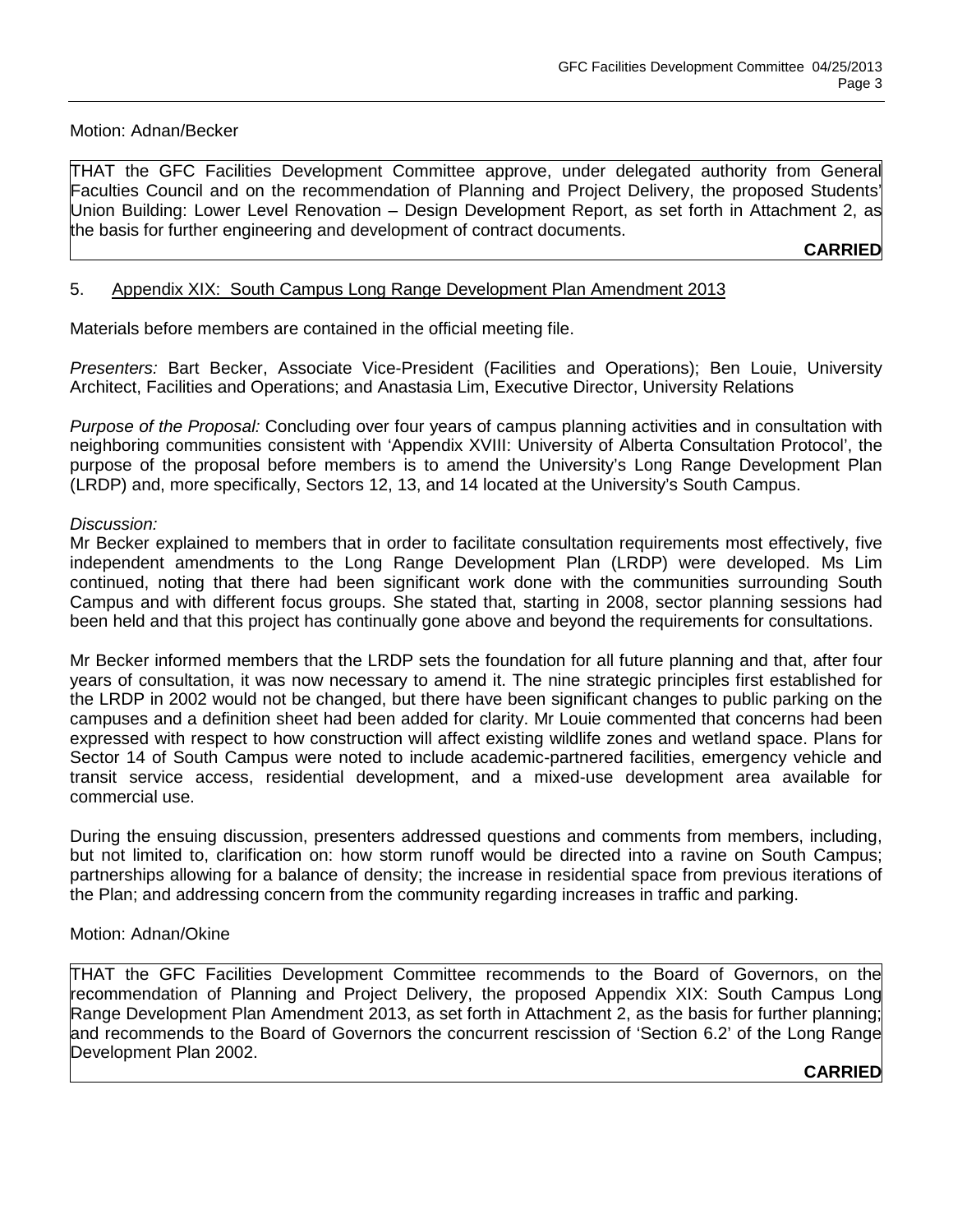Motion: Adnan/Becker

THAT the GFC Facilities Development Committee approve, under delegated authority from General Faculties Council and on the recommendation of Planning and Project Delivery, the proposed Students' Union Building: Lower Level Renovation – Design Development Report, as set forth in Attachment 2, as the basis for further engineering and development of contract documents.

**CARRIED**

5. Appendix XIX: South Campus Long Range Development Plan Amendment 2013

Materials before members are contained in the official meeting file.

*Presenters:* Bart Becker, Associate Vice-President (Facilities and Operations); Ben Louie, University Architect, Facilities and Operations; and Anastasia Lim, Executive Director, University Relations

*Purpose of the Proposal:* Concluding over four years of campus planning activities and in consultation with neighboring communities consistent with 'Appendix XVIII: University of Alberta Consultation Protocol', the purpose of the proposal before members is to amend the University's Long Range Development Plan (LRDP) and, more specifically, Sectors 12, 13, and 14 located at the University's South Campus.

*Discussion:*
Mr Becker explained to members that in order to facilitate consultation requirements most effectively, five independent amendments to the Long Range Development Plan (LRDP) were developed. Ms Lim continued, noting that there had been significant work done with the communities surrounding South Campus and with different focus groups. She stated that, starting in 2008, sector planning sessions had been held and that this project has continually gone above and beyond the requirements for consultations.

Mr Becker informed members that the LRDP sets the foundation for all future planning and that, after four years of consultation, it was now necessary to amend it. The nine strategic principles first established for the LRDP in 2002 would not be changed, but there have been significant changes to public parking on the campuses and a definition sheet had been added for clarity. Mr Louie commented that concerns had been expressed with respect to how construction will affect existing wildlife zones and wetland space. Plans for Sector 14 of South Campus were noted to include academic-partnered facilities, emergency vehicle and transit service access, residential development, and a mixed-use development area available for commercial use.

During the ensuing discussion, presenters addressed questions and comments from members, including, but not limited to, clarification on: how storm runoff would be directed into a ravine on South Campus; partnerships allowing for a balance of density; the increase in residential space from previous iterations of the Plan; and addressing concern from the community regarding increases in traffic and parking.

Motion: Adnan/Okine

THAT the GFC Facilities Development Committee recommends to the Board of Governors, on the recommendation of Planning and Project Delivery, the proposed Appendix XIX: South Campus Long Range Development Plan Amendment 2013, as set forth in Attachment 2, as the basis for further planning; and recommends to the Board of Governors the concurrent rescission of 'Section 6.2' of the Long Range Development Plan 2002.

**CARRIED**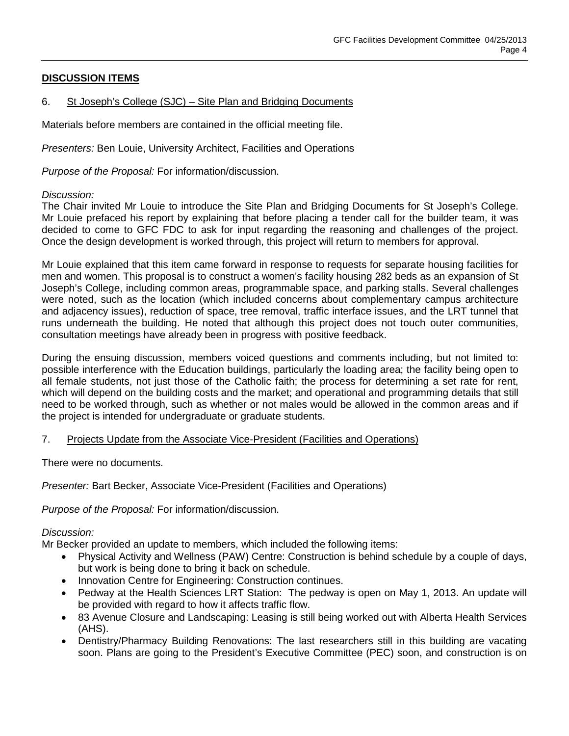## DISCUSSION ITEMS

6. St Joseph's College (SJC) – Site Plan and Bridging Documents

Materials before members are contained in the official meeting file.

*Presenters:* Ben Louie, University Architect, Facilities and Operations

*Purpose of the Proposal:* For information/discussion.

*Discussion:*
The Chair invited Mr Louie to introduce the Site Plan and Bridging Documents for St Joseph's College. Mr Louie prefaced his report by explaining that before placing a tender call for the builder team, it was decided to come to GFC FDC to ask for input regarding the reasoning and challenges of the project. Once the design development is worked through, this project will return to members for approval.

Mr Louie explained that this item came forward in response to requests for separate housing facilities for men and women. This proposal is to construct a women's facility housing 282 beds as an expansion of St Joseph's College, including common areas, programmable space, and parking stalls. Several challenges were noted, such as the location (which included concerns about complementary campus architecture and adjacency issues), reduction of space, tree removal, traffic interface issues, and the LRT tunnel that runs underneath the building. He noted that although this project does not touch outer communities, consultation meetings have already been in progress with positive feedback.

During the ensuing discussion, members voiced questions and comments including, but not limited to: possible interference with the Education buildings, particularly the loading area; the facility being open to all female students, not just those of the Catholic faith; the process for determining a set rate for rent, which will depend on the building costs and the market; and operational and programming details that still need to be worked through, such as whether or not males would be allowed in the common areas and if the project is intended for undergraduate or graduate students.

7. Projects Update from the Associate Vice-President (Facilities and Operations)

There were no documents.

*Presenter:* Bart Becker, Associate Vice-President (Facilities and Operations)

*Purpose of the Proposal:* For information/discussion.

*Discussion:*
Mr Becker provided an update to members, which included the following items:

- Physical Activity and Wellness (PAW) Centre: Construction is behind schedule by a couple of days, but work is being done to bring it back on schedule.
- Innovation Centre for Engineering: Construction continues.
- Pedway at the Health Sciences LRT Station: The pedway is open on May 1, 2013. An update will be provided with regard to how it affects traffic flow.
- 83 Avenue Closure and Landscaping: Leasing is still being worked out with Alberta Health Services (AHS).
- Dentistry/Pharmacy Building Renovations: The last researchers still in this building are vacating soon. Plans are going to the President's Executive Committee (PEC) soon, and construction is on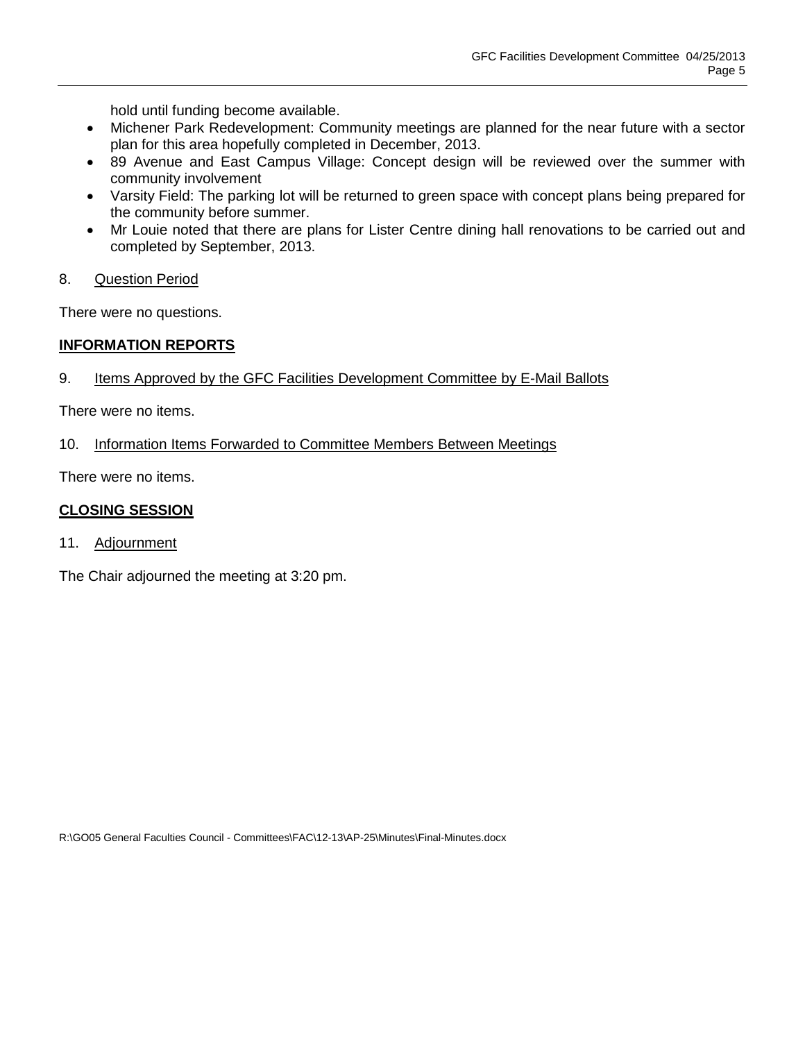hold until funding become available.

- Michener Park Redevelopment: Community meetings are planned for the near future with a sector plan for this area hopefully completed in December, 2013.
- 89 Avenue and East Campus Village: Concept design will be reviewed over the summer with community involvement
- Varsity Field: The parking lot will be returned to green space with concept plans being prepared for the community before summer.
- Mr Louie noted that there are plans for Lister Centre dining hall renovations to be carried out and completed by September, 2013.

8. Question Period

There were no questions.

**INFORMATION REPORTS**

9. Items Approved by the GFC Facilities Development Committee by E-Mail Ballots

There were no items.

10. Information Items Forwarded to Committee Members Between Meetings

There were no items.

**CLOSING SESSION**

11. Adjournment

The Chair adjourned the meeting at 3:20 pm.

R:\GO05 General Faculties Council - Committees\FAC\12-13\AP-25\Minutes\Final-Minutes.docx